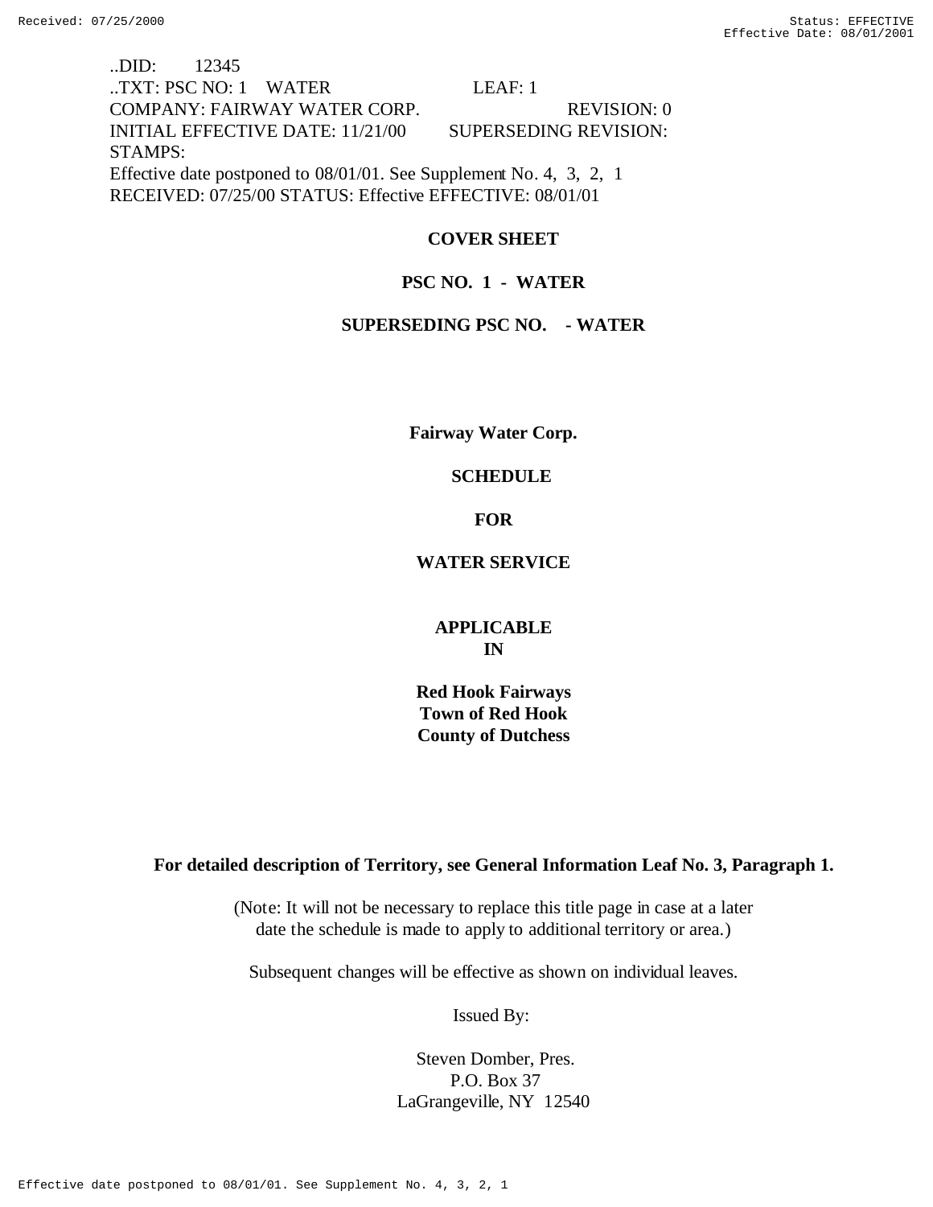..DID: 12345
..TXT: PSC NO: 1 WATER LEAF: 1
COMPANY: FAIRWAY WATER CORP. REVISION: 0
INITIAL EFFECTIVE DATE: 11/21/00 SUPERSEDING REVISION:
STAMPS:
Effective date postponed to 08/01/01. See Supplement No. 4, 3, 2, 1
RECEIVED: 07/25/00 STATUS: Effective EFFECTIVE: 08/01/01

**COVER SHEET**

**PSC NO. 1 - WATER**

**SUPERSEDING PSC NO. - WATER**

**Fairway Water Corp.**

**SCHEDULE**

**FOR**

**WATER SERVICE**

**APPLICABLE
IN**

**Red Hook Fairways
Town of Red Hook
County of Dutchess**

**For detailed description of Territory, see General Information Leaf No. 3, Paragraph 1.**

(Note: It will not be necessary to replace this title page in case at a later date the schedule is made to apply to additional territory or area.)

Subsequent changes will be effective as shown on individual leaves.

Issued By:

Steven Domber, Pres.
P.O. Box 37
LaGrangeville, NY 12540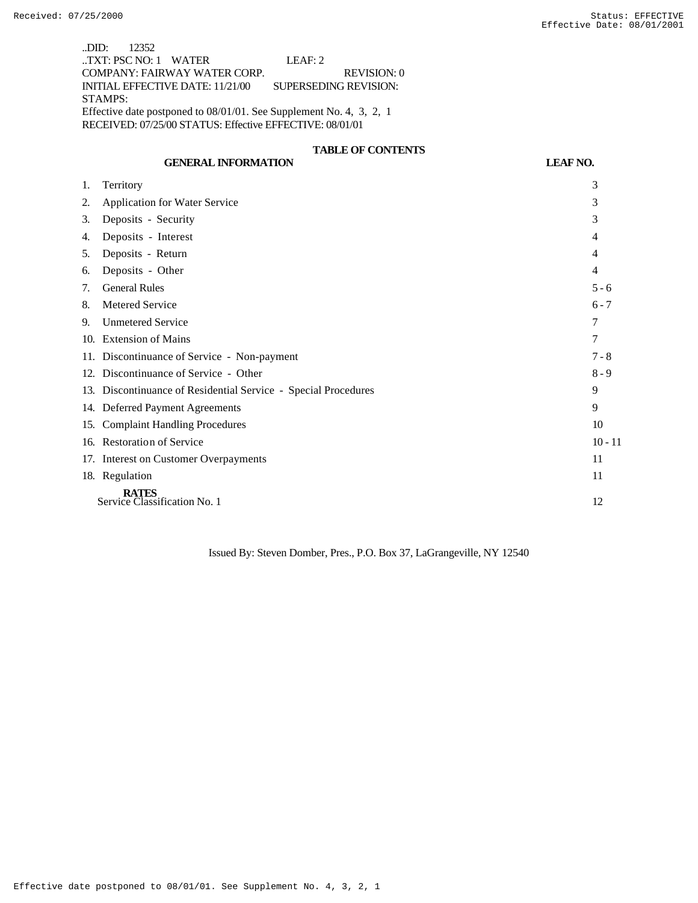..DID: 12352
..TXT: PSC NO: 1 WATER LEAF: 2
COMPANY: FAIRWAY WATER CORP. REVISION: 0
INITIAL EFFECTIVE DATE: 11/21/00 SUPERSEDING REVISION:
STAMPS:
Effective date postponed to 08/01/01. See Supplement No. 4, 3, 2, 1
RECEIVED: 07/25/00 STATUS: Effective EFFECTIVE: 08/01/01

## TABLE OF CONTENTS

| GENERAL INFORMATION | LEAF NO. |
|---|---|
| 1. Territory | 3 |
| 2. Application for Water Service | 3 |
| 3. Deposits - Security | 3 |
| 4. Deposits - Interest | 4 |
| 5. Deposits - Return | 4 |
| 6. Deposits - Other | 4 |
| 7. General Rules | 5 - 6 |
| 8. Metered Service | 6 - 7 |
| 9. Unmetered Service | 7 |
| 10. Extension of Mains | 7 |
| 11. Discontinuance of Service - Non-payment | 7 - 8 |
| 12. Discontinuance of Service - Other | 8 - 9 |
| 13. Discontinuance of Residential Service - Special Procedures | 9 |
| 14. Deferred Payment Agreements | 9 |
| 15. Complaint Handling Procedures | 10 |
| 16. Restoration of Service | 10 - 11 |
| 17. Interest on Customer Overpayments | 11 |
| 18. Regulation | 11 |
| **RATES** | |
| Service Classification No. 1 | 12 |

Issued By: Steven Domber, Pres., P.O. Box 37, LaGrangeville, NY 12540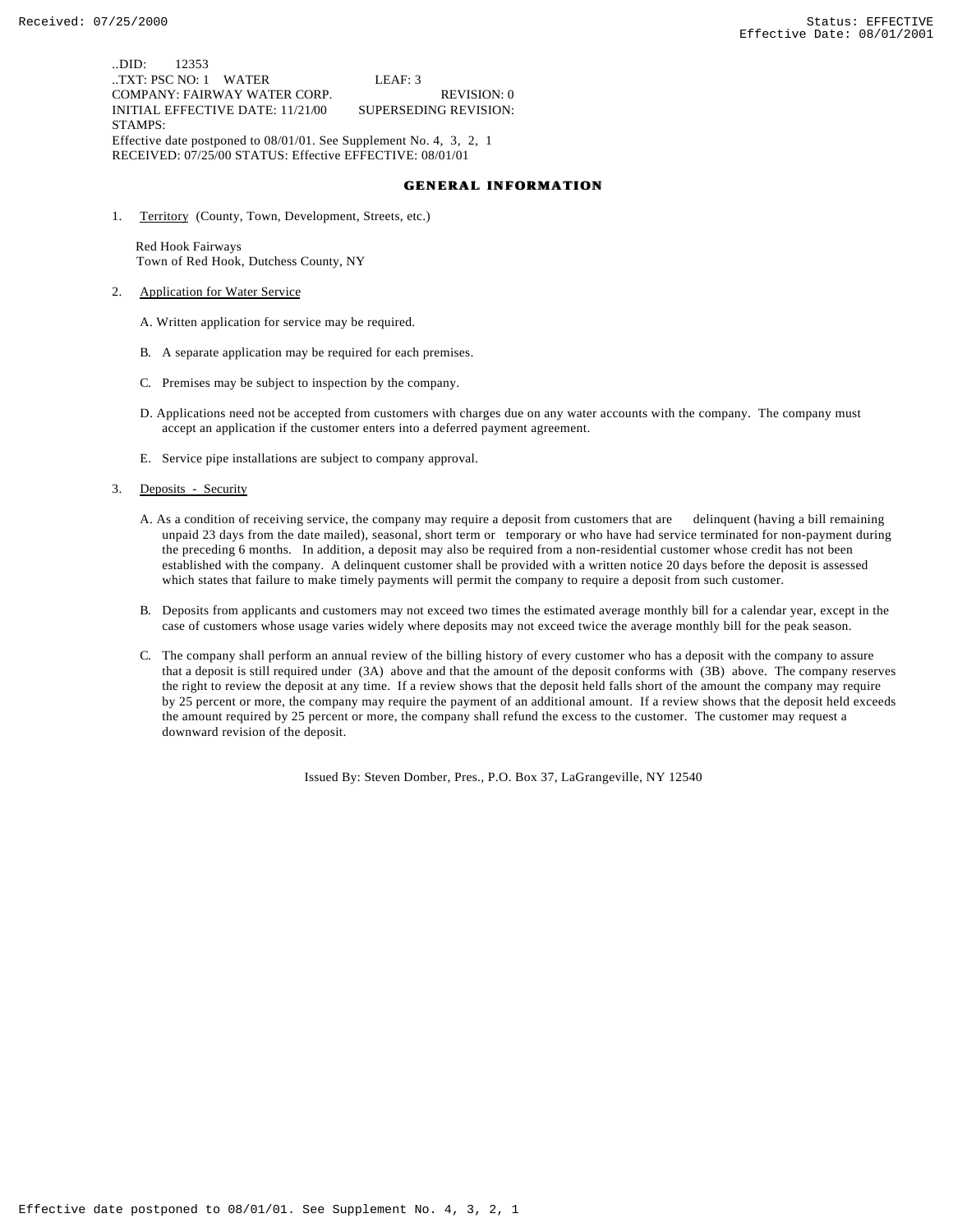..DID: 12353
..TXT: PSC NO: 1 WATER LEAF: 3
COMPANY: FAIRWAY WATER CORP. REVISION: 0
INITIAL EFFECTIVE DATE: 11/21/00 SUPERSEDING REVISION:
STAMPS:
Effective date postponed to 08/01/01. See Supplement No. 4, 3, 2, 1
RECEIVED: 07/25/00 STATUS: Effective EFFECTIVE: 08/01/01

## GENERAL INFORMATION

1. Territory (County, Town, Development, Streets, etc.)

   Red Hook Fairways
   Town of Red Hook, Dutchess County, NY

2. Application for Water Service

   A. Written application for service may be required.

   B. A separate application may be required for each premises.

   C. Premises may be subject to inspection by the company.

   D. Applications need not be accepted from customers with charges due on any water accounts with the company. The company must accept an application if the customer enters into a deferred payment agreement.

   E. Service pipe installations are subject to company approval.

3. Deposits - Security

   A. As a condition of receiving service, the company may require a deposit from customers that are delinquent (having a bill remaining unpaid 23 days from the date mailed), seasonal, short term or temporary or who have had service terminated for non-payment during the preceding 6 months. In addition, a deposit may also be required from a non-residential customer whose credit has not been established with the company. A delinquent customer shall be provided with a written notice 20 days before the deposit is assessed which states that failure to make timely payments will permit the company to require a deposit from such customer.

   B. Deposits from applicants and customers may not exceed two times the estimated average monthly bill for a calendar year, except in the case of customers whose usage varies widely where deposits may not exceed twice the average monthly bill for the peak season.

   C. The company shall perform an annual review of the billing history of every customer who has a deposit with the company to assure that a deposit is still required under (3A) above and that the amount of the deposit conforms with (3B) above. The company reserves the right to review the deposit at any time. If a review shows that the deposit held falls short of the amount the company may require by 25 percent or more, the company may require the payment of an additional amount. If a review shows that the deposit held exceeds the amount required by 25 percent or more, the company shall refund the excess to the customer. The customer may request a downward revision of the deposit.

Issued By: Steven Domber, Pres., P.O. Box 37, LaGrangeville, NY 12540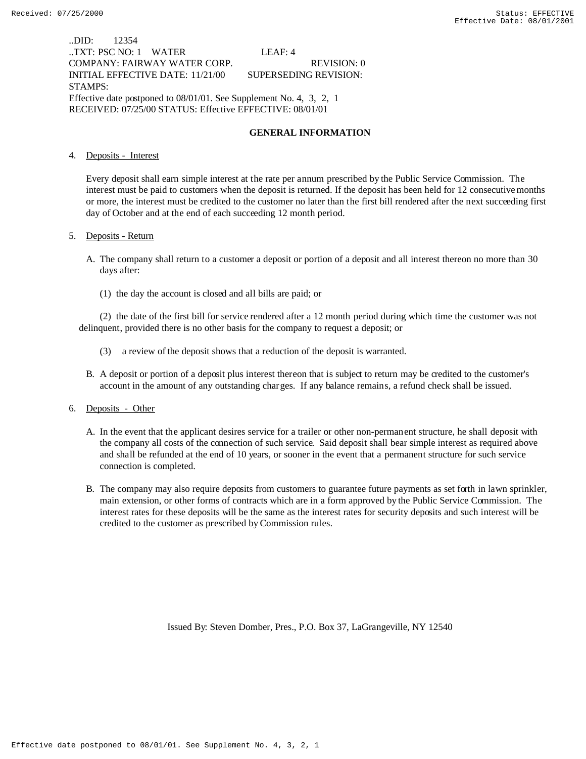..DID: 12354
..TXT: PSC NO: 1 WATER LEAF: 4
COMPANY: FAIRWAY WATER CORP. REVISION: 0
INITIAL EFFECTIVE DATE: 11/21/00 SUPERSEDING REVISION:
STAMPS:
Effective date postponed to 08/01/01. See Supplement No. 4, 3, 2, 1
RECEIVED: 07/25/00 STATUS: Effective EFFECTIVE: 08/01/01

## GENERAL INFORMATION

4. Deposits - Interest

   Every deposit shall earn simple interest at the rate per annum prescribed by the Public Service Commission. The interest must be paid to customers when the deposit is returned. If the deposit has been held for 12 consecutive months or more, the interest must be credited to the customer no later than the first bill rendered after the next succeeding first day of October and at the end of each succeeding 12 month period.

5. Deposits - Return

   A. The company shall return to a customer a deposit or portion of a deposit and all interest thereon no more than 30 days after:

      (1) the day the account is closed and all bills are paid; or

      (2) the date of the first bill for service rendered after a 12 month period during which time the customer was not delinquent, provided there is no other basis for the company to request a deposit; or

      (3) a review of the deposit shows that a reduction of the deposit is warranted.

   B. A deposit or portion of a deposit plus interest thereon that is subject to return may be credited to the customer's account in the amount of any outstanding charges. If any balance remains, a refund check shall be issued.

6. Deposits - Other

   A. In the event that the applicant desires service for a trailer or other non-permanent structure, he shall deposit with the company all costs of the connection of such service. Said deposit shall bear simple interest as required above and shall be refunded at the end of 10 years, or sooner in the event that a permanent structure for such service connection is completed.

   B. The company may also require deposits from customers to guarantee future payments as set forth in lawn sprinkler, main extension, or other forms of contracts which are in a form approved by the Public Service Commission. The interest rates for these deposits will be the same as the interest rates for security deposits and such interest will be credited to the customer as prescribed by Commission rules.

Issued By: Steven Domber, Pres., P.O. Box 37, LaGrangeville, NY 12540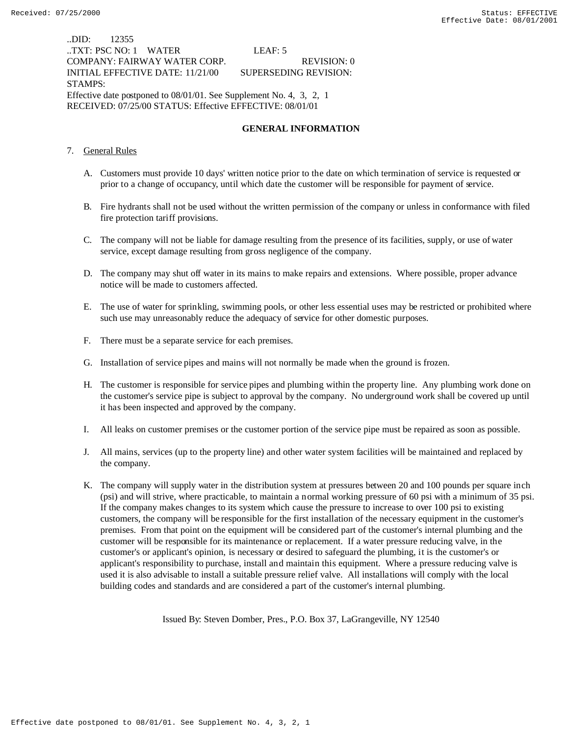..DID: 12355
..TXT: PSC NO: 1 WATER LEAF: 5
COMPANY: FAIRWAY WATER CORP. REVISION: 0
INITIAL EFFECTIVE DATE: 11/21/00 SUPERSEDING REVISION:
STAMPS:
Effective date postponed to 08/01/01. See Supplement No. 4, 3, 2, 1
RECEIVED: 07/25/00 STATUS: Effective EFFECTIVE: 08/01/01

## GENERAL INFORMATION

7. General Rules

   A. Customers must provide 10 days' written notice prior to the date on which termination of service is requested or prior to a change of occupancy, until which date the customer will be responsible for payment of service.

   B. Fire hydrants shall not be used without the written permission of the company or unless in conformance with filed fire protection tariff provisions.

   C. The company will not be liable for damage resulting from the presence of its facilities, supply, or use of water service, except damage resulting from gross negligence of the company.

   D. The company may shut off water in its mains to make repairs and extensions. Where possible, proper advance notice will be made to customers affected.

   E. The use of water for sprinkling, swimming pools, or other less essential uses may be restricted or prohibited where such use may unreasonably reduce the adequacy of service for other domestic purposes.

   F. There must be a separate service for each premises.

   G. Installation of service pipes and mains will not normally be made when the ground is frozen.

   H. The customer is responsible for service pipes and plumbing within the property line. Any plumbing work done on the customer's service pipe is subject to approval by the company. No underground work shall be covered up until it has been inspected and approved by the company.

   I. All leaks on customer premises or the customer portion of the service pipe must be repaired as soon as possible.

   J. All mains, services (up to the property line) and other water system facilities will be maintained and replaced by the company.

   K. The company will supply water in the distribution system at pressures between 20 and 100 pounds per square inch (psi) and will strive, where practicable, to maintain a normal working pressure of 60 psi with a minimum of 35 psi. If the company makes changes to its system which cause the pressure to increase to over 100 psi to existing customers, the company will be responsible for the first installation of the necessary equipment in the customer's premises. From that point on the equipment will be considered part of the customer's internal plumbing and the customer will be responsible for its maintenance or replacement. If a water pressure reducing valve, in the customer's or applicant's opinion, is necessary or desired to safeguard the plumbing, it is the customer's or applicant's responsibility to purchase, install and maintain this equipment. Where a pressure reducing valve is used it is also advisable to install a suitable pressure relief valve. All installations will comply with the local building codes and standards and are considered a part of the customer's internal plumbing.

Issued By: Steven Domber, Pres., P.O. Box 37, LaGrangeville, NY 12540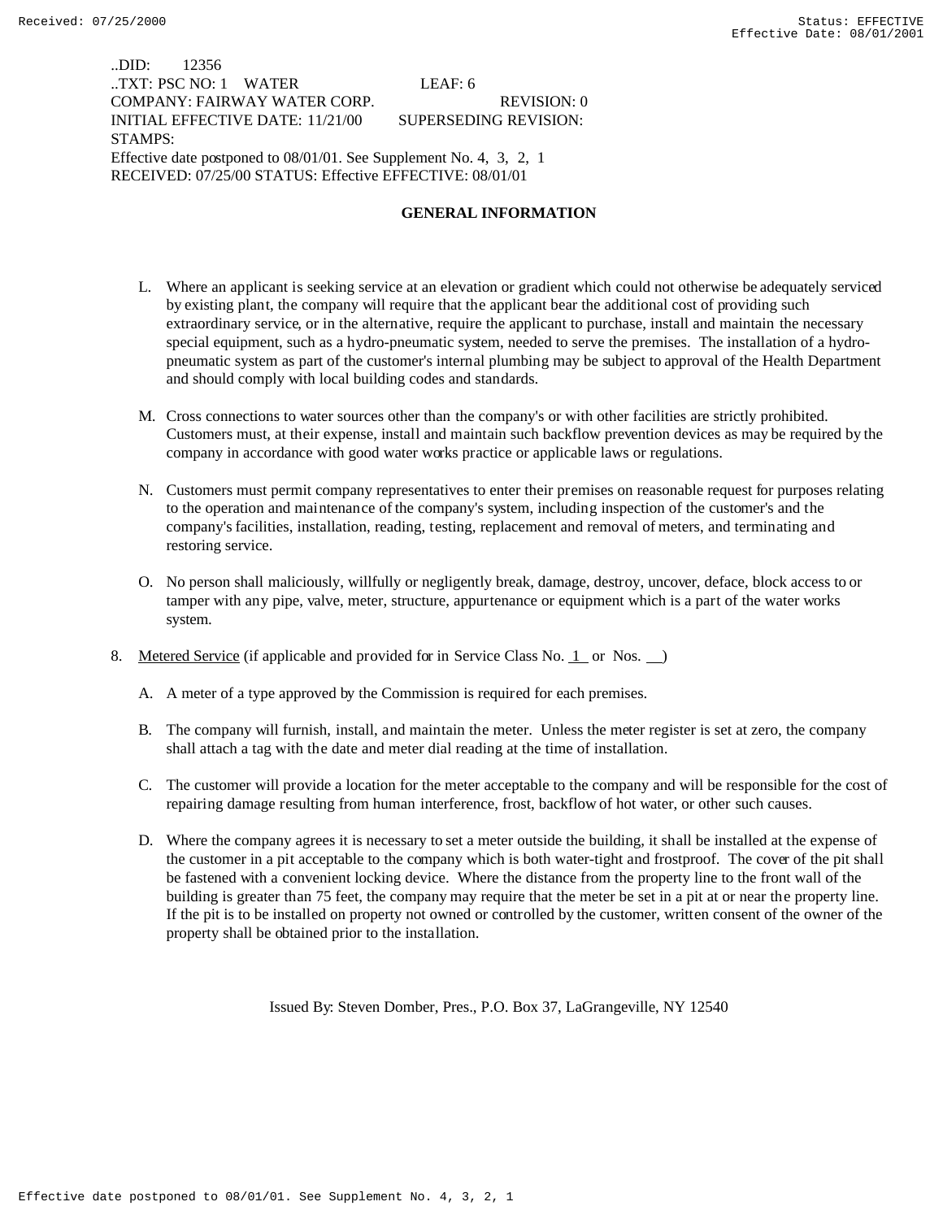..DID: 12356
..TXT: PSC NO: 1 WATER LEAF: 6
COMPANY: FAIRWAY WATER CORP. REVISION: 0
INITIAL EFFECTIVE DATE: 11/21/00 SUPERSEDING REVISION:
STAMPS:
Effective date postponed to 08/01/01. See Supplement No. 4, 3, 2, 1
RECEIVED: 07/25/00 STATUS: Effective EFFECTIVE: 08/01/01

## GENERAL INFORMATION

L. Where an applicant is seeking service at an elevation or gradient which could not otherwise be adequately serviced by existing plant, the company will require that the applicant bear the additional cost of providing such extraordinary service, or in the alternative, require the applicant to purchase, install and maintain the necessary special equipment, such as a hydro-pneumatic system, needed to serve the premises. The installation of a hydro-pneumatic system as part of the customer's internal plumbing may be subject to approval of the Health Department and should comply with local building codes and standards.

M. Cross connections to water sources other than the company's or with other facilities are strictly prohibited. Customers must, at their expense, install and maintain such backflow prevention devices as may be required by the company in accordance with good water works practice or applicable laws or regulations.

N. Customers must permit company representatives to enter their premises on reasonable request for purposes relating to the operation and maintenance of the company's system, including inspection of the customer's and the company's facilities, installation, reading, testing, replacement and removal of meters, and terminating and restoring service.

O. No person shall maliciously, willfully or negligently break, damage, destroy, uncover, deface, block access to or tamper with any pipe, valve, meter, structure, appurtenance or equipment which is a part of the water works system.

8. Metered Service (if applicable and provided for in Service Class No. 1 or Nos. __)

   A. A meter of a type approved by the Commission is required for each premises.

   B. The company will furnish, install, and maintain the meter. Unless the meter register is set at zero, the company shall attach a tag with the date and meter dial reading at the time of installation.

   C. The customer will provide a location for the meter acceptable to the company and will be responsible for the cost of repairing damage resulting from human interference, frost, backflow of hot water, or other such causes.

   D. Where the company agrees it is necessary to set a meter outside the building, it shall be installed at the expense of the customer in a pit acceptable to the company which is both water-tight and frostproof. The cover of the pit shall be fastened with a convenient locking device. Where the distance from the property line to the front wall of the building is greater than 75 feet, the company may require that the meter be set in a pit at or near the property line. If the pit is to be installed on property not owned or controlled by the customer, written consent of the owner of the property shall be obtained prior to the installation.

Issued By: Steven Domber, Pres., P.O. Box 37, LaGrangeville, NY 12540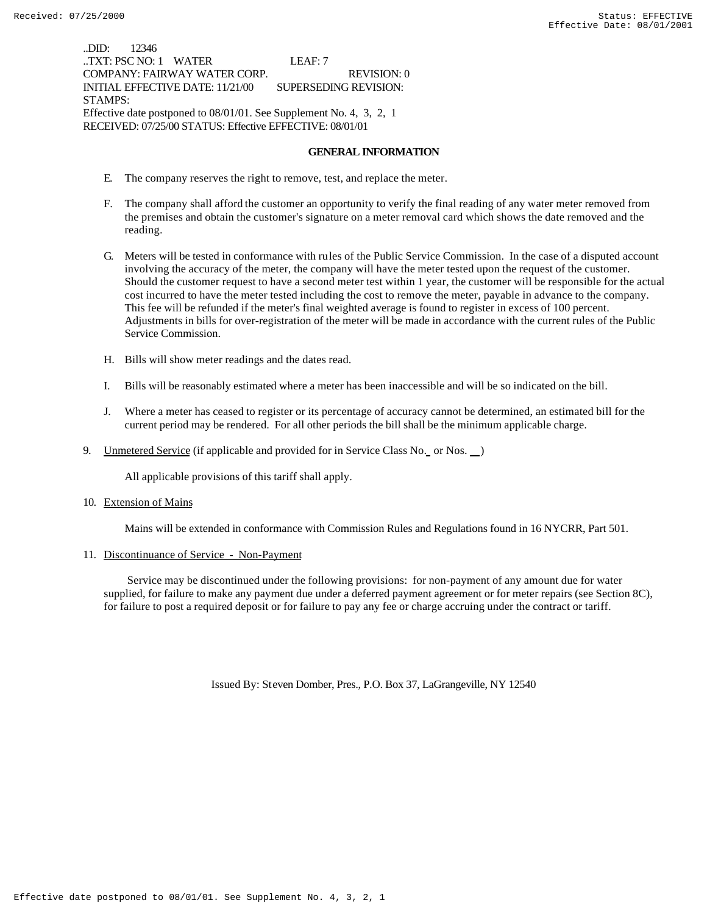..DID: 12346
..TXT: PSC NO: 1 WATER LEAF: 7
COMPANY: FAIRWAY WATER CORP. REVISION: 0
INITIAL EFFECTIVE DATE: 11/21/00 SUPERSEDING REVISION:
STAMPS:
Effective date postponed to 08/01/01. See Supplement No. 4, 3, 2, 1
RECEIVED: 07/25/00 STATUS: Effective EFFECTIVE: 08/01/01

## GENERAL INFORMATION

E. The company reserves the right to remove, test, and replace the meter.

F. The company shall afford the customer an opportunity to verify the final reading of any water meter removed from the premises and obtain the customer's signature on a meter removal card which shows the date removed and the reading.

G. Meters will be tested in conformance with rules of the Public Service Commission. In the case of a disputed account involving the accuracy of the meter, the company will have the meter tested upon the request of the customer. Should the customer request to have a second meter test within 1 year, the customer will be responsible for the actual cost incurred to have the meter tested including the cost to remove the meter, payable in advance to the company. This fee will be refunded if the meter's final weighted average is found to register in excess of 100 percent. Adjustments in bills for over-registration of the meter will be made in accordance with the current rules of the Public Service Commission.

H. Bills will show meter readings and the dates read.

I. Bills will be reasonably estimated where a meter has been inaccessible and will be so indicated on the bill.

J. Where a meter has ceased to register or its percentage of accuracy cannot be determined, an estimated bill for the current period may be rendered. For all other periods the bill shall be the minimum applicable charge.

9. Unmetered Service (if applicable and provided for in Service Class No. or Nos. )

All applicable provisions of this tariff shall apply.

10. Extension of Mains

Mains will be extended in conformance with Commission Rules and Regulations found in 16 NYCRR, Part 501.

11. Discontinuance of Service - Non-Payment

Service may be discontinued under the following provisions: for non-payment of any amount due for water supplied, for failure to make any payment due under a deferred payment agreement or for meter repairs (see Section 8C), for failure to post a required deposit or for failure to pay any fee or charge accruing under the contract or tariff.

Issued By: Steven Domber, Pres., P.O. Box 37, LaGrangeville, NY 12540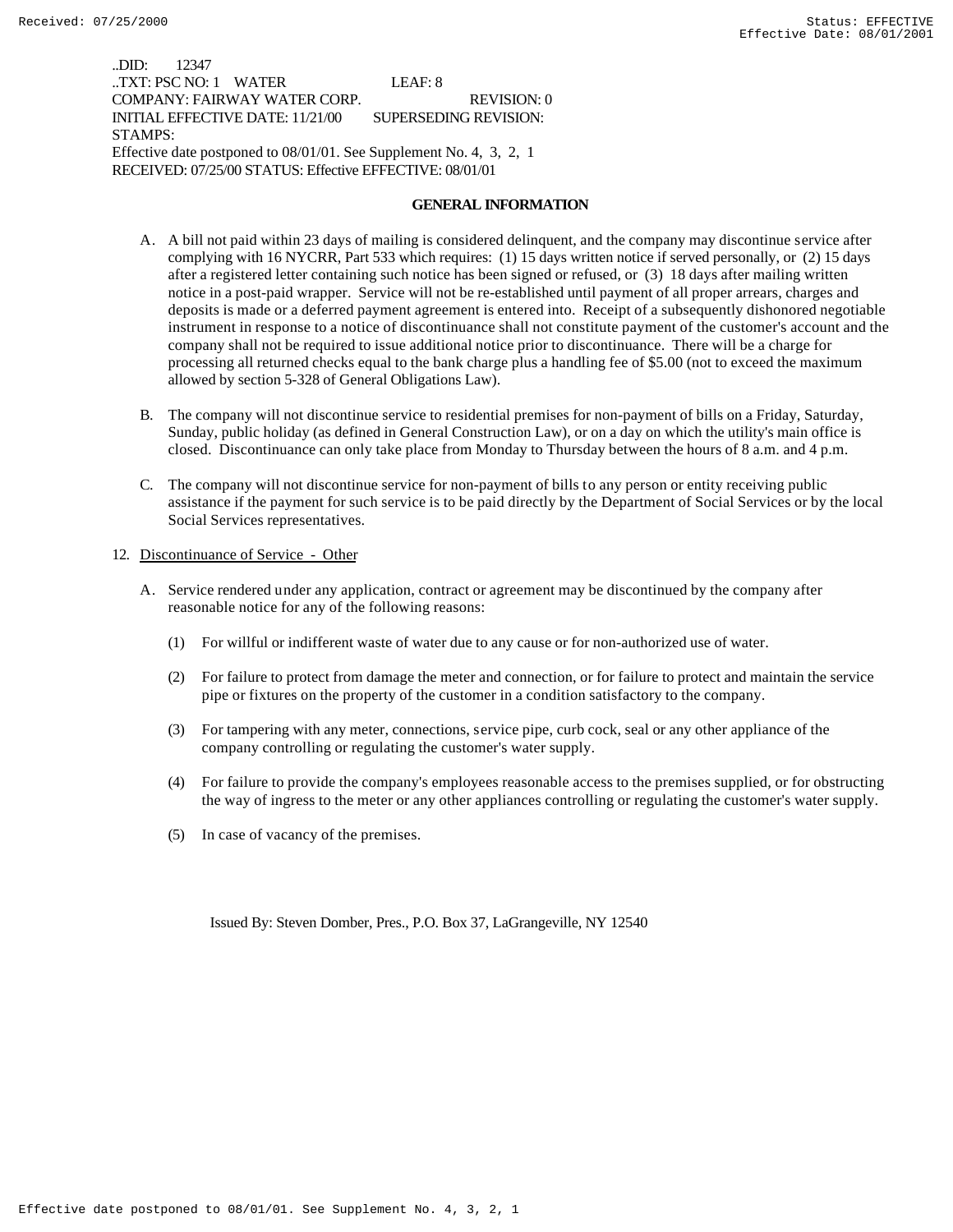..DID: 12347
..TXT: PSC NO: 1 WATER LEAF: 8
COMPANY: FAIRWAY WATER CORP. REVISION: 0
INITIAL EFFECTIVE DATE: 11/21/00 SUPERSEDING REVISION:
STAMPS:
Effective date postponed to 08/01/01. See Supplement No. 4, 3, 2, 1
RECEIVED: 07/25/00 STATUS: Effective EFFECTIVE: 08/01/01

**GENERAL INFORMATION**

A. A bill not paid within 23 days of mailing is considered delinquent, and the company may discontinue service after complying with 16 NYCRR, Part 533 which requires: (1) 15 days written notice if served personally, or (2) 15 days after a registered letter containing such notice has been signed or refused, or (3) 18 days after mailing written notice in a post-paid wrapper. Service will not be re-established until payment of all proper arrears, charges and deposits is made or a deferred payment agreement is entered into. Receipt of a subsequently dishonored negotiable instrument in response to a notice of discontinuance shall not constitute payment of the customer's account and the company shall not be required to issue additional notice prior to discontinuance. There will be a charge for processing all returned checks equal to the bank charge plus a handling fee of $5.00 (not to exceed the maximum allowed by section 5-328 of General Obligations Law).

B. The company will not discontinue service to residential premises for non-payment of bills on a Friday, Saturday, Sunday, public holiday (as defined in General Construction Law), or on a day on which the utility's main office is closed. Discontinuance can only take place from Monday to Thursday between the hours of 8 a.m. and 4 p.m.

C. The company will not discontinue service for non-payment of bills to any person or entity receiving public assistance if the payment for such service is to be paid directly by the Department of Social Services or by the local Social Services representatives.

12. Discontinuance of Service - Other

A. Service rendered under any application, contract or agreement may be discontinued by the company after reasonable notice for any of the following reasons:

(1) For willful or indifferent waste of water due to any cause or for non-authorized use of water.

(2) For failure to protect from damage the meter and connection, or for failure to protect and maintain the service pipe or fixtures on the property of the customer in a condition satisfactory to the company.

(3) For tampering with any meter, connections, service pipe, curb cock, seal or any other appliance of the company controlling or regulating the customer's water supply.

(4) For failure to provide the company's employees reasonable access to the premises supplied, or for obstructing the way of ingress to the meter or any other appliances controlling or regulating the customer's water supply.

(5) In case of vacancy of the premises.

Issued By: Steven Domber, Pres., P.O. Box 37, LaGrangeville, NY 12540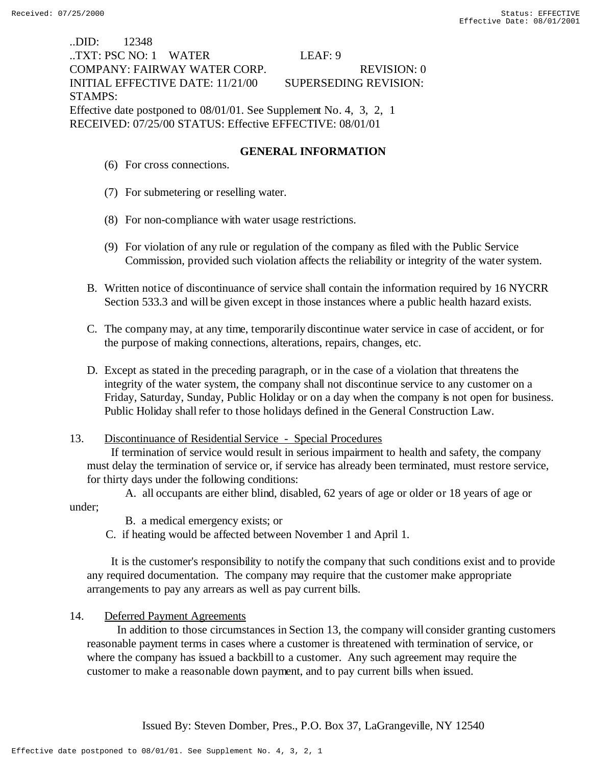..DID: 12348
..TXT: PSC NO: 1 WATER LEAF: 9
COMPANY: FAIRWAY WATER CORP. REVISION: 0
INITIAL EFFECTIVE DATE: 11/21/00 SUPERSEDING REVISION:
STAMPS:
Effective date postponed to 08/01/01. See Supplement No. 4, 3, 2, 1
RECEIVED: 07/25/00 STATUS: Effective EFFECTIVE: 08/01/01

## GENERAL INFORMATION

(6) For cross connections.

(7) For submetering or reselling water.

(8) For non-compliance with water usage restrictions.

(9) For violation of any rule or regulation of the company as filed with the Public Service Commission, provided such violation affects the reliability or integrity of the water system.

B. Written notice of discontinuance of service shall contain the information required by 16 NYCRR Section 533.3 and will be given except in those instances where a public health hazard exists.

C. The company may, at any time, temporarily discontinue water service in case of accident, or for the purpose of making connections, alterations, repairs, changes, etc.

D. Except as stated in the preceding paragraph, or in the case of a violation that threatens the integrity of the water system, the company shall not discontinue service to any customer on a Friday, Saturday, Sunday, Public Holiday or on a day when the company is not open for business. Public Holiday shall refer to those holidays defined in the General Construction Law.

13. Discontinuance of Residential Service - Special Procedures

If termination of service would result in serious impairment to health and safety, the company must delay the termination of service or, if service has already been terminated, must restore service, for thirty days under the following conditions:

A. all occupants are either blind, disabled, 62 years of age or older or 18 years of age or under;

B. a medical emergency exists; or

C. if heating would be affected between November 1 and April 1.

It is the customer's responsibility to notify the company that such conditions exist and to provide any required documentation. The company may require that the customer make appropriate arrangements to pay any arrears as well as pay current bills.

14. Deferred Payment Agreements

In addition to those circumstances in Section 13, the company will consider granting customers reasonable payment terms in cases where a customer is threatened with termination of service, or where the company has issued a backbill to a customer. Any such agreement may require the customer to make a reasonable down payment, and to pay current bills when issued.

Issued By: Steven Domber, Pres., P.O. Box 37, LaGrangeville, NY 12540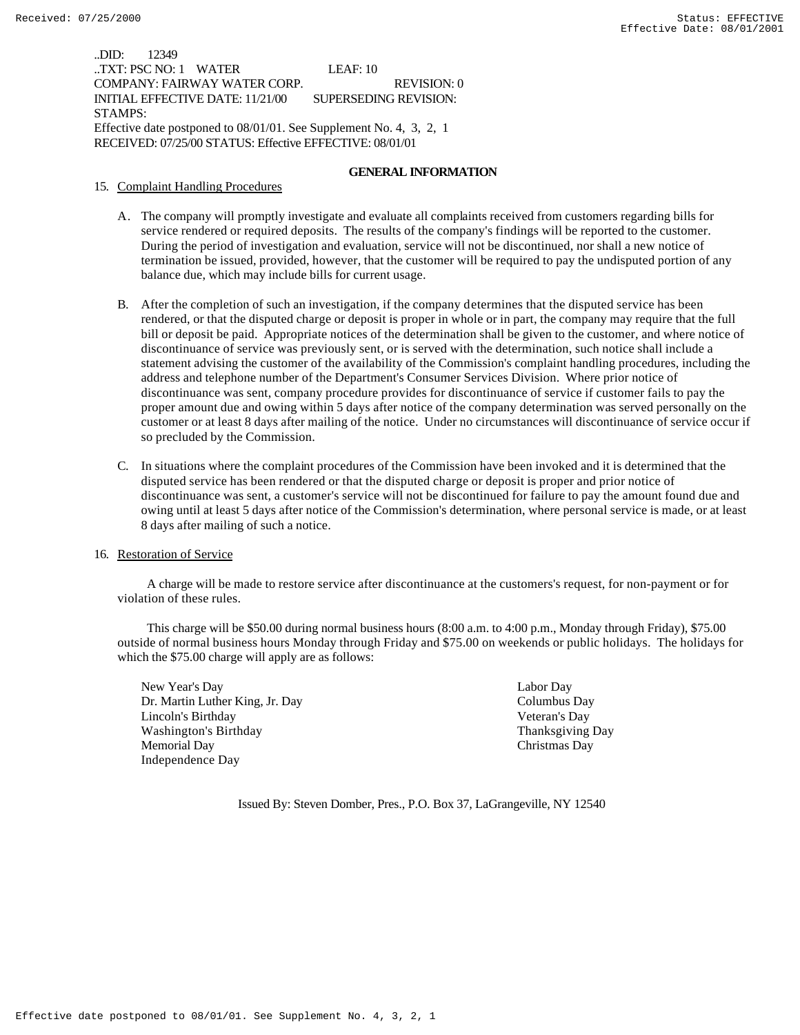..DID: 12349
..TXT: PSC NO: 1 WATER LEAF: 10
COMPANY: FAIRWAY WATER CORP. REVISION: 0
INITIAL EFFECTIVE DATE: 11/21/00 SUPERSEDING REVISION:
STAMPS:
Effective date postponed to 08/01/01. See Supplement No. 4, 3, 2, 1
RECEIVED: 07/25/00 STATUS: Effective EFFECTIVE: 08/01/01

## GENERAL INFORMATION

15. Complaint Handling Procedures

A. The company will promptly investigate and evaluate all complaints received from customers regarding bills for service rendered or required deposits. The results of the company's findings will be reported to the customer. During the period of investigation and evaluation, service will not be discontinued, nor shall a new notice of termination be issued, provided, however, that the customer will be required to pay the undisputed portion of any balance due, which may include bills for current usage.

B. After the completion of such an investigation, if the company determines that the disputed service has been rendered, or that the disputed charge or deposit is proper in whole or in part, the company may require that the full bill or deposit be paid. Appropriate notices of the determination shall be given to the customer, and where notice of discontinuance of service was previously sent, or is served with the determination, such notice shall include a statement advising the customer of the availability of the Commission's complaint handling procedures, including the address and telephone number of the Department's Consumer Services Division. Where prior notice of discontinuance was sent, company procedure provides for discontinuance of service if customer fails to pay the proper amount due and owing within 5 days after notice of the company determination was served personally on the customer or at least 8 days after mailing of the notice. Under no circumstances will discontinuance of service occur if so precluded by the Commission.

C. In situations where the complaint procedures of the Commission have been invoked and it is determined that the disputed service has been rendered or that the disputed charge or deposit is proper and prior notice of discontinuance was sent, a customer's service will not be discontinued for failure to pay the amount found due and owing until at least 5 days after notice of the Commission's determination, where personal service is made, or at least 8 days after mailing of such a notice.

16. Restoration of Service

A charge will be made to restore service after discontinuance at the customers's request, for non-payment or for violation of these rules.

This charge will be $50.00 during normal business hours (8:00 a.m. to 4:00 p.m., Monday through Friday), $75.00 outside of normal business hours Monday through Friday and $75.00 on weekends or public holidays. The holidays for which the $75.00 charge will apply are as follows:

New Year's Day
Dr. Martin Luther King, Jr. Day
Lincoln's Birthday
Washington's Birthday
Memorial Day
Independence Day
Labor Day
Columbus Day
Veteran's Day
Thanksgiving Day
Christmas Day

Issued By: Steven Domber, Pres., P.O. Box 37, LaGrangeville, NY 12540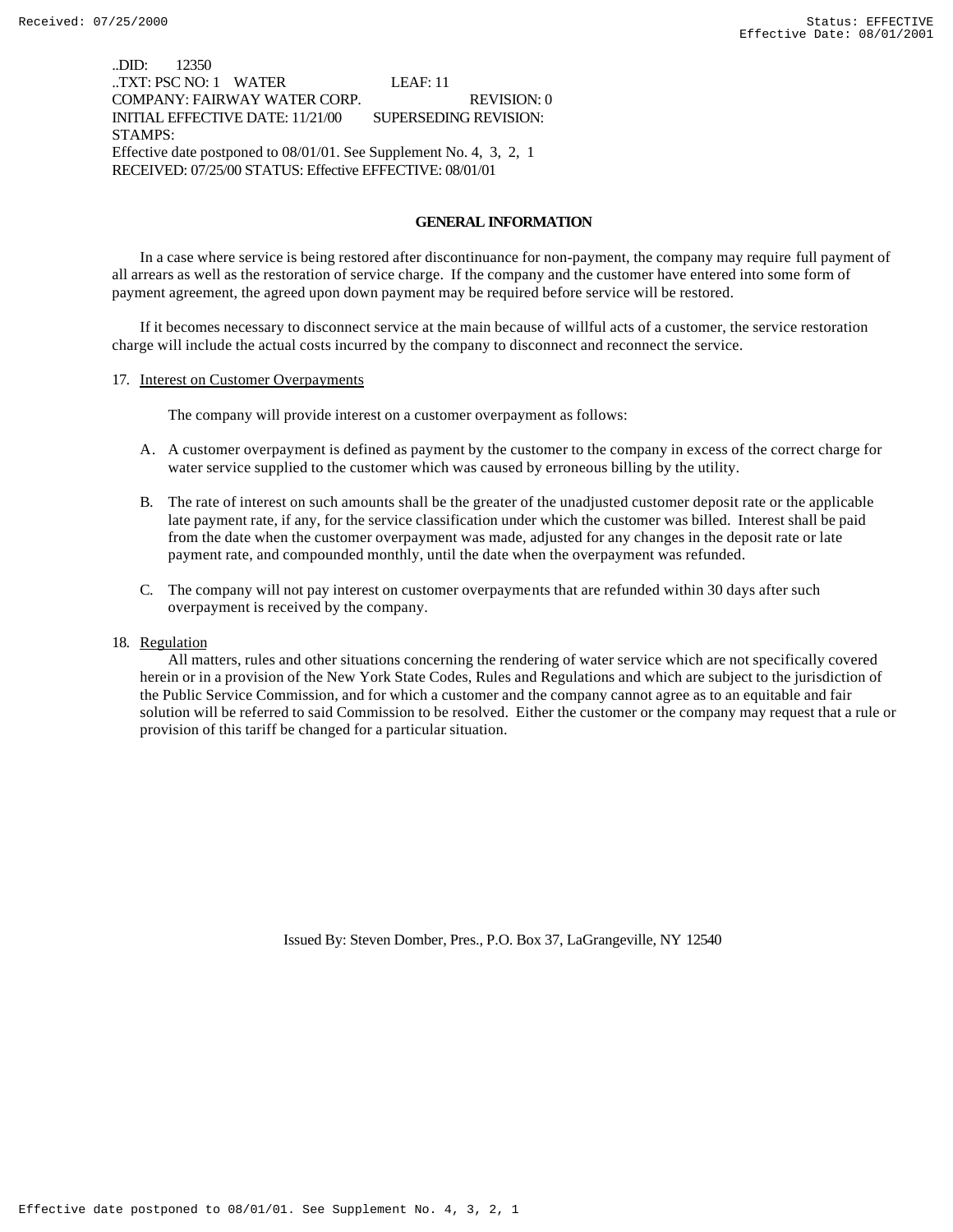..DID: 12350
..TXT: PSC NO: 1 WATER LEAF: 11
COMPANY: FAIRWAY WATER CORP. REVISION: 0
INITIAL EFFECTIVE DATE: 11/21/00 SUPERSEDING REVISION:
STAMPS:
Effective date postponed to 08/01/01. See Supplement No. 4, 3, 2, 1
RECEIVED: 07/25/00 STATUS: Effective EFFECTIVE: 08/01/01

## GENERAL INFORMATION

In a case where service is being restored after discontinuance for non-payment, the company may require full payment of all arrears as well as the restoration of service charge. If the company and the customer have entered into some form of payment agreement, the agreed upon down payment may be required before service will be restored.

If it becomes necessary to disconnect service at the main because of willful acts of a customer, the service restoration charge will include the actual costs incurred by the company to disconnect and reconnect the service.

17. Interest on Customer Overpayments

The company will provide interest on a customer overpayment as follows:

A. A customer overpayment is defined as payment by the customer to the company in excess of the correct charge for water service supplied to the customer which was caused by erroneous billing by the utility.

B. The rate of interest on such amounts shall be the greater of the unadjusted customer deposit rate or the applicable late payment rate, if any, for the service classification under which the customer was billed. Interest shall be paid from the date when the customer overpayment was made, adjusted for any changes in the deposit rate or late payment rate, and compounded monthly, until the date when the overpayment was refunded.

C. The company will not pay interest on customer overpayments that are refunded within 30 days after such overpayment is received by the company.

18. Regulation

All matters, rules and other situations concerning the rendering of water service which are not specifically covered herein or in a provision of the New York State Codes, Rules and Regulations and which are subject to the jurisdiction of the Public Service Commission, and for which a customer and the company cannot agree as to an equitable and fair solution will be referred to said Commission to be resolved. Either the customer or the company may request that a rule or provision of this tariff be changed for a particular situation.

Issued By: Steven Domber, Pres., P.O. Box 37, LaGrangeville, NY 12540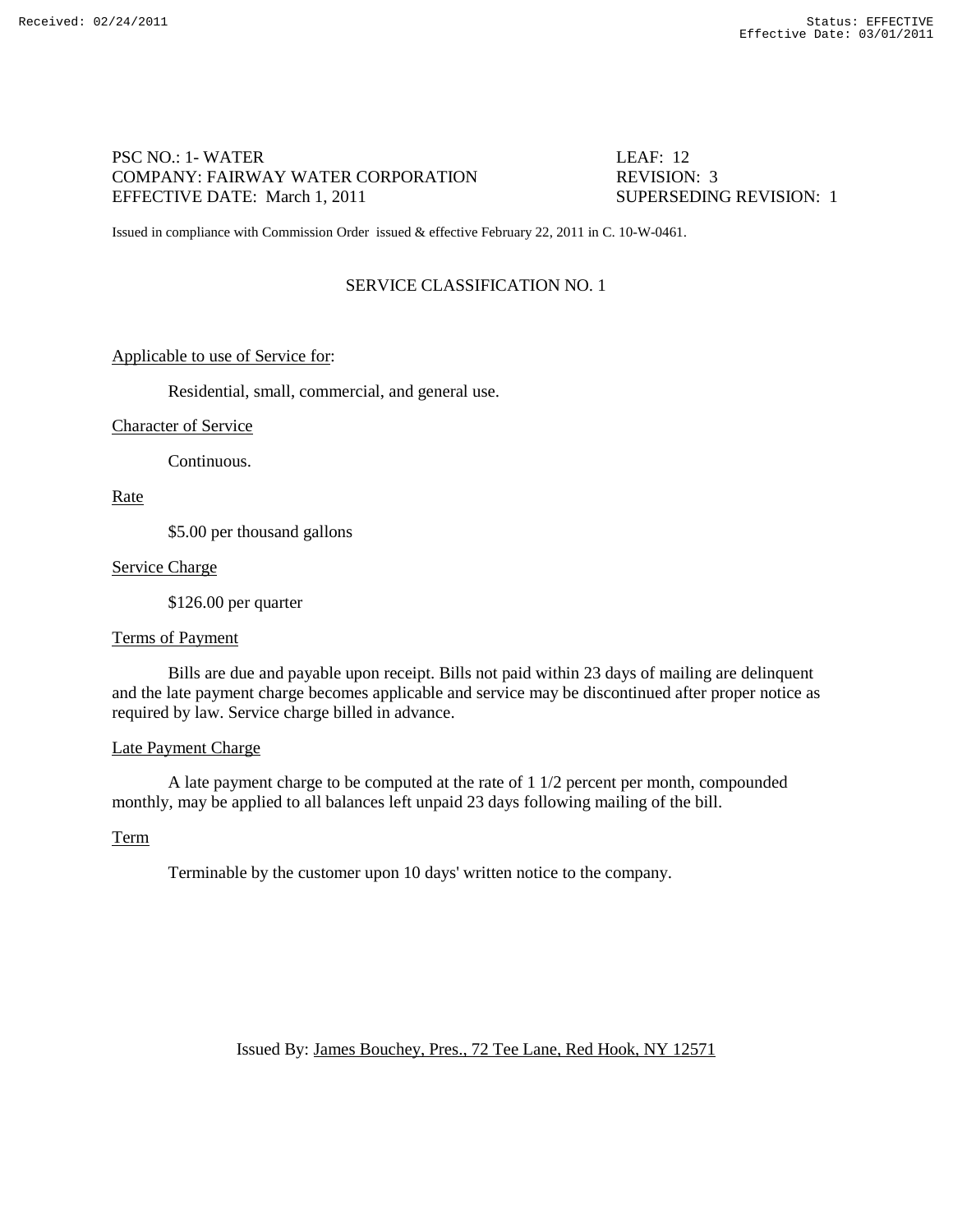PSC NO.: 1- WATER
COMPANY: FAIRWAY WATER CORPORATION
EFFECTIVE DATE: March 1, 2011

LEAF: 12
REVISION: 3
SUPERSEDING REVISION: 1

Issued in compliance with Commission Order issued & effective February 22, 2011 in C. 10-W-0461.

## SERVICE CLASSIFICATION NO. 1

Applicable to use of Service for:

Residential, small, commercial, and general use.

Character of Service

Continuous.

Rate

$5.00 per thousand gallons

Service Charge

$126.00 per quarter

Terms of Payment

Bills are due and payable upon receipt. Bills not paid within 23 days of mailing are delinquent and the late payment charge becomes applicable and service may be discontinued after proper notice as required by law. Service charge billed in advance.

Late Payment Charge

A late payment charge to be computed at the rate of 1 1/2 percent per month, compounded monthly, may be applied to all balances left unpaid 23 days following mailing of the bill.

Term

Terminable by the customer upon 10 days' written notice to the company.

Issued By: James Bouchey, Pres., 72 Tee Lane, Red Hook, NY 12571